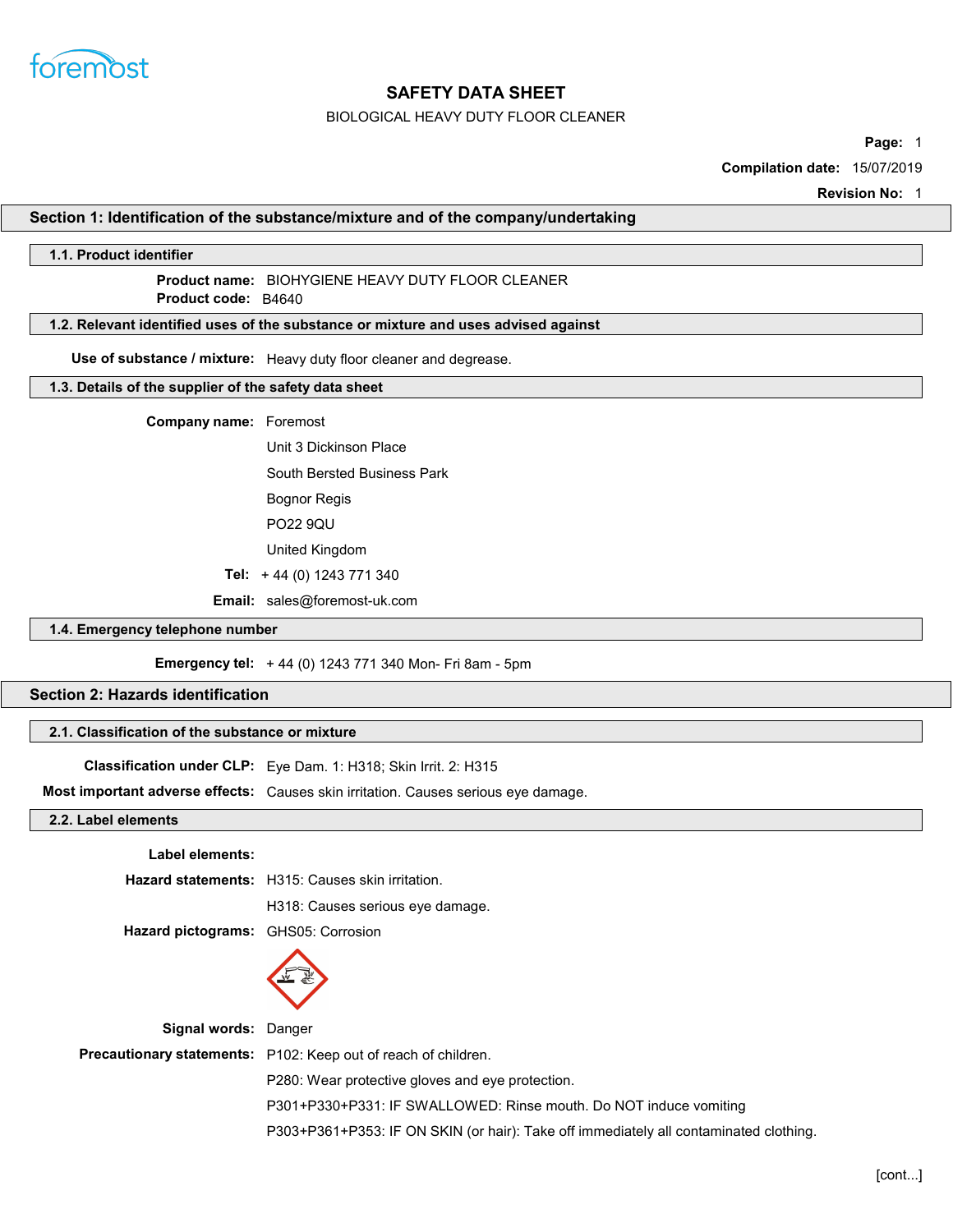# SAFETY DATA SHEET

BIOLOGICAL HEAVY DUTY FLOOR CLEANER

**Page:** 1

**Compilation date:** 15/07/2019

**Revision No:** 1

## Section 1: Identification of the substance/mixture and of the company/undertaking

### 1.1. Product identifier

**Product name:** BIOHYGIENE HEAVY DUTY FLOOR CLEANER

**Product code:** B4640

### 1.2. Relevant identified uses of the substance or mixture and uses advised against

**Use of substance / mixture:** Heavy duty floor cleaner and degrease.

### 1.3. Details of the supplier of the safety data sheet

**Company name:** Foremost

Unit 3 Dickinson Place

South Bersted Business Park

Bognor Regis

PO22 9QU

United Kingdom

**Tel:** + 44 (0) 1243 771 340

**Email:** sales@foremost-uk.com

### 1.4. Emergency telephone number

**Emergency tel:** + 44 (0) 1243 771 340 Mon- Fri 8am - 5pm

## Section 2: Hazards identification

### 2.1. Classification of the substance or mixture

**Classification under CLP:** Eye Dam. 1: H318; Skin Irrit. 2: H315

**Most important adverse effects:** Causes skin irritation. Causes serious eye damage.

### 2.2. Label elements

**Label elements:**

**Hazard statements:** H315: Causes skin irritation.

H318: Causes serious eye damage.

**Hazard pictograms:** GHS05: Corrosion

**Signal words:** Danger

**Precautionary statements:** P102: Keep out of reach of children.

P280: Wear protective gloves and eye protection.

P301+P330+P331: IF SWALLOWED: Rinse mouth. Do NOT induce vomiting

P303+P361+P353: IF ON SKIN (or hair): Take off immediately all contaminated clothing.

[cont...]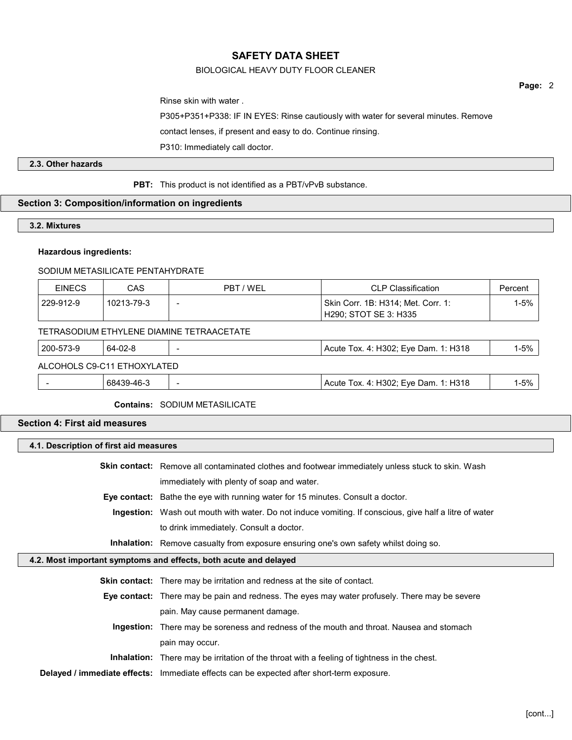Rinse skin with water .

P305+P351+P338: IF IN EYES: Rinse cautiously with water for several minutes. Remove contact lenses, if present and easy to do. Continue rinsing.

P310: Immediately call doctor.

### 2.3. Other hazards

**PBT:** This product is not identified as a PBT/vPvB substance.

## Section 3: Composition/information on ingredients

### 3.2. Mixtures

**Hazardous ingredients:**

SODIUM METASILICATE PENTAHYDRATE

| EINECS | CAS | PBT / WEL | CLP Classification | Percent |
|---|---|---|---|---|
| 229-912-9 | 10213-79-3 | - | Skin Corr. 1B: H314; Met. Corr. 1: H290; STOT SE 3: H335 | 1-5% |

TETRASODIUM ETHYLENE DIAMINE TETRAACETATE

| EINECS | CAS | PBT / WEL | CLP Classification | Percent |
|---|---|---|---|---|
| 200-573-9 | 64-02-8 | - | Acute Tox. 4: H302; Eye Dam. 1: H318 | 1-5% |

ALCOHOLS C9-C11 ETHOXYLATED

| EINECS | CAS | PBT / WEL | CLP Classification | Percent |
|---|---|---|---|---|
| - | 68439-46-3 | - | Acute Tox. 4: H302; Eye Dam. 1: H318 | 1-5% |

**Contains:** SODIUM METASILICATE

## Section 4: First aid measures

### 4.1. Description of first aid measures

**Skin contact:** Remove all contaminated clothes and footwear immediately unless stuck to skin. Wash immediately with plenty of soap and water.

**Eye contact:** Bathe the eye with running water for 15 minutes. Consult a doctor.

**Ingestion:** Wash out mouth with water. Do not induce vomiting. If conscious, give half a litre of water to drink immediately. Consult a doctor.

**Inhalation:** Remove casualty from exposure ensuring one's own safety whilst doing so.

### 4.2. Most important symptoms and effects, both acute and delayed

**Skin contact:** There may be irritation and redness at the site of contact.

**Eye contact:** There may be pain and redness. The eyes may water profusely. There may be severe pain. May cause permanent damage.

**Ingestion:** There may be soreness and redness of the mouth and throat. Nausea and stomach pain may occur.

**Inhalation:** There may be irritation of the throat with a feeling of tightness in the chest.

**Delayed / immediate effects:** Immediate effects can be expected after short-term exposure.

[cont...]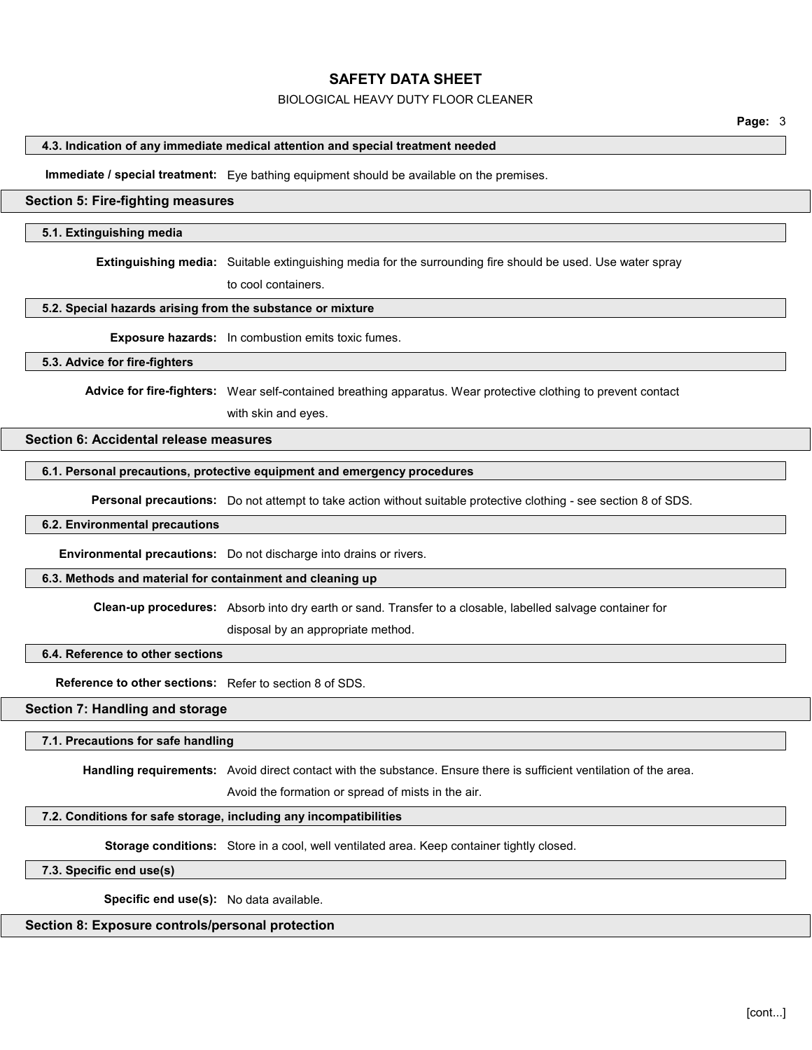### 4.3. Indication of any immediate medical attention and special treatment needed

**Immediate / special treatment:** Eye bathing equipment should be available on the premises.

## Section 5: Fire-fighting measures

### 5.1. Extinguishing media

**Extinguishing media:** Suitable extinguishing media for the surrounding fire should be used. Use water spray to cool containers.

### 5.2. Special hazards arising from the substance or mixture

**Exposure hazards:** In combustion emits toxic fumes.

### 5.3. Advice for fire-fighters

**Advice for fire-fighters:** Wear self-contained breathing apparatus. Wear protective clothing to prevent contact with skin and eyes.

## Section 6: Accidental release measures

### 6.1. Personal precautions, protective equipment and emergency procedures

**Personal precautions:** Do not attempt to take action without suitable protective clothing - see section 8 of SDS.

### 6.2. Environmental precautions

**Environmental precautions:** Do not discharge into drains or rivers.

### 6.3. Methods and material for containment and cleaning up

**Clean-up procedures:** Absorb into dry earth or sand. Transfer to a closable, labelled salvage container for disposal by an appropriate method.

### 6.4. Reference to other sections

**Reference to other sections:** Refer to section 8 of SDS.

## Section 7: Handling and storage

### 7.1. Precautions for safe handling

**Handling requirements:** Avoid direct contact with the substance. Ensure there is sufficient ventilation of the area. Avoid the formation or spread of mists in the air.

### 7.2. Conditions for safe storage, including any incompatibilities

**Storage conditions:** Store in a cool, well ventilated area. Keep container tightly closed.

### 7.3. Specific end use(s)

**Specific end use(s):** No data available.

## Section 8: Exposure controls/personal protection

[cont...]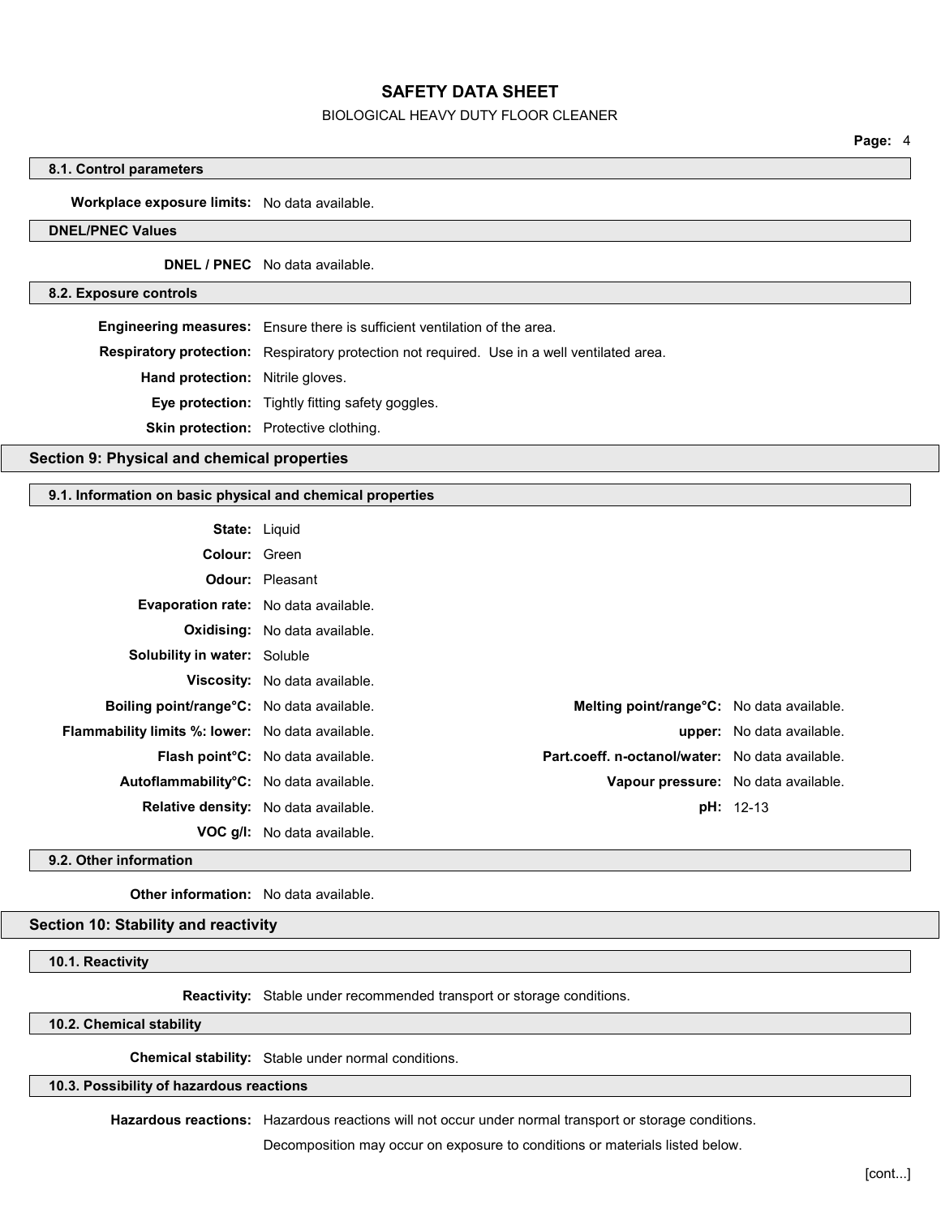#### 8.1. Control parameters

**Workplace exposure limits:** No data available.

#### DNEL/PNEC Values

**DNEL / PNEC** No data available.

#### 8.2. Exposure controls

**Engineering measures:** Ensure there is sufficient ventilation of the area.

**Respiratory protection:** Respiratory protection not required. Use in a well ventilated area.

**Hand protection:** Nitrile gloves.

**Eye protection:** Tightly fitting safety goggles.

**Skin protection:** Protective clothing.

## Section 9: Physical and chemical properties

#### 9.1. Information on basic physical and chemical properties

**State:** Liquid

**Colour:** Green

**Odour:** Pleasant

**Evaporation rate:** No data available.

**Oxidising:** No data available.

**Solubility in water:** Soluble

**Viscosity:** No data available.

**Boiling point/range°C:** No data available.

**Melting point/range°C:** No data available.

**Flammability limits %: lower:** No data available.

**upper:** No data available.

**Flash point°C:** No data available.

**Part.coeff. n-octanol/water:** No data available.

**Autoflammability°C:** No data available.

**Vapour pressure:** No data available.

**Relative density:** No data available.

**pH:** 12-13

**VOC g/l:** No data available.

#### 9.2. Other information

**Other information:** No data available.

## Section 10: Stability and reactivity

#### 10.1. Reactivity

**Reactivity:** Stable under recommended transport or storage conditions.

#### 10.2. Chemical stability

**Chemical stability:** Stable under normal conditions.

#### 10.3. Possibility of hazardous reactions

**Hazardous reactions:** Hazardous reactions will not occur under normal transport or storage conditions.

Decomposition may occur on exposure to conditions or materials listed below.

[cont...]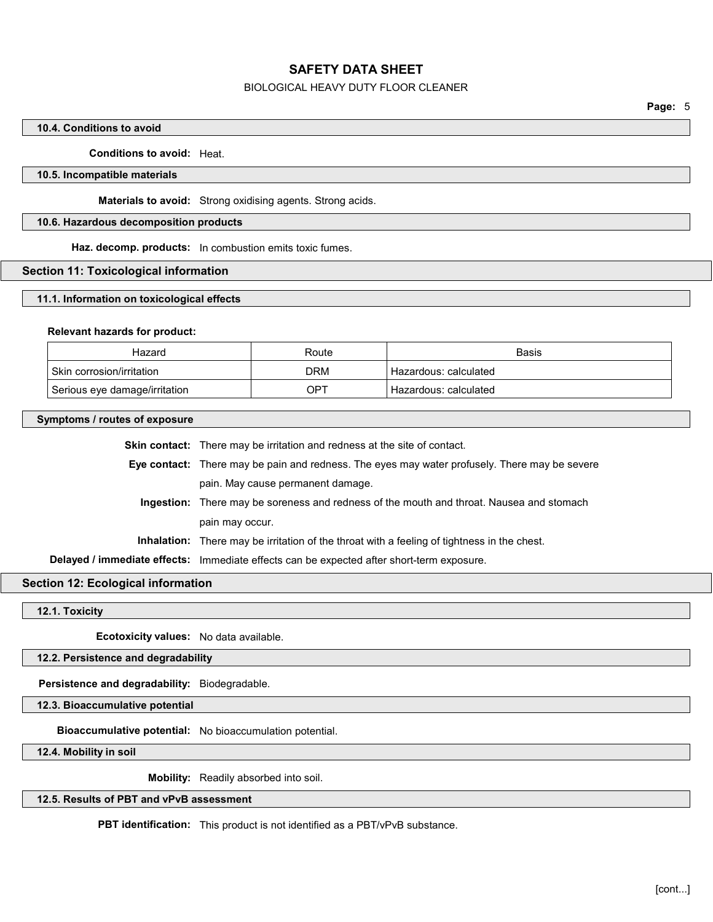#### 10.4. Conditions to avoid

**Conditions to avoid:** Heat.

#### 10.5. Incompatible materials

**Materials to avoid:** Strong oxidising agents. Strong acids.

#### 10.6. Hazardous decomposition products

**Haz. decomp. products:** In combustion emits toxic fumes.

### Section 11: Toxicological information

#### 11.1. Information on toxicological effects

**Relevant hazards for product:**

| Hazard | Route | Basis |
|---|---|---|
| Skin corrosion/irritation | DRM | Hazardous: calculated |
| Serious eye damage/irritation | OPT | Hazardous: calculated |

#### Symptoms / routes of exposure

**Skin contact:** There may be irritation and redness at the site of contact.

**Eye contact:** There may be pain and redness. The eyes may water profusely. There may be severe pain. May cause permanent damage.

**Ingestion:** There may be soreness and redness of the mouth and throat. Nausea and stomach pain may occur.

**Inhalation:** There may be irritation of the throat with a feeling of tightness in the chest.

**Delayed / immediate effects:** Immediate effects can be expected after short-term exposure.

### Section 12: Ecological information

#### 12.1. Toxicity

**Ecotoxicity values:** No data available.

#### 12.2. Persistence and degradability

**Persistence and degradability:** Biodegradable.

#### 12.3. Bioaccumulative potential

**Bioaccumulative potential:** No bioaccumulation potential.

#### 12.4. Mobility in soil

**Mobility:** Readily absorbed into soil.

#### 12.5. Results of PBT and vPvB assessment

**PBT identification:** This product is not identified as a PBT/vPvB substance.

[cont...]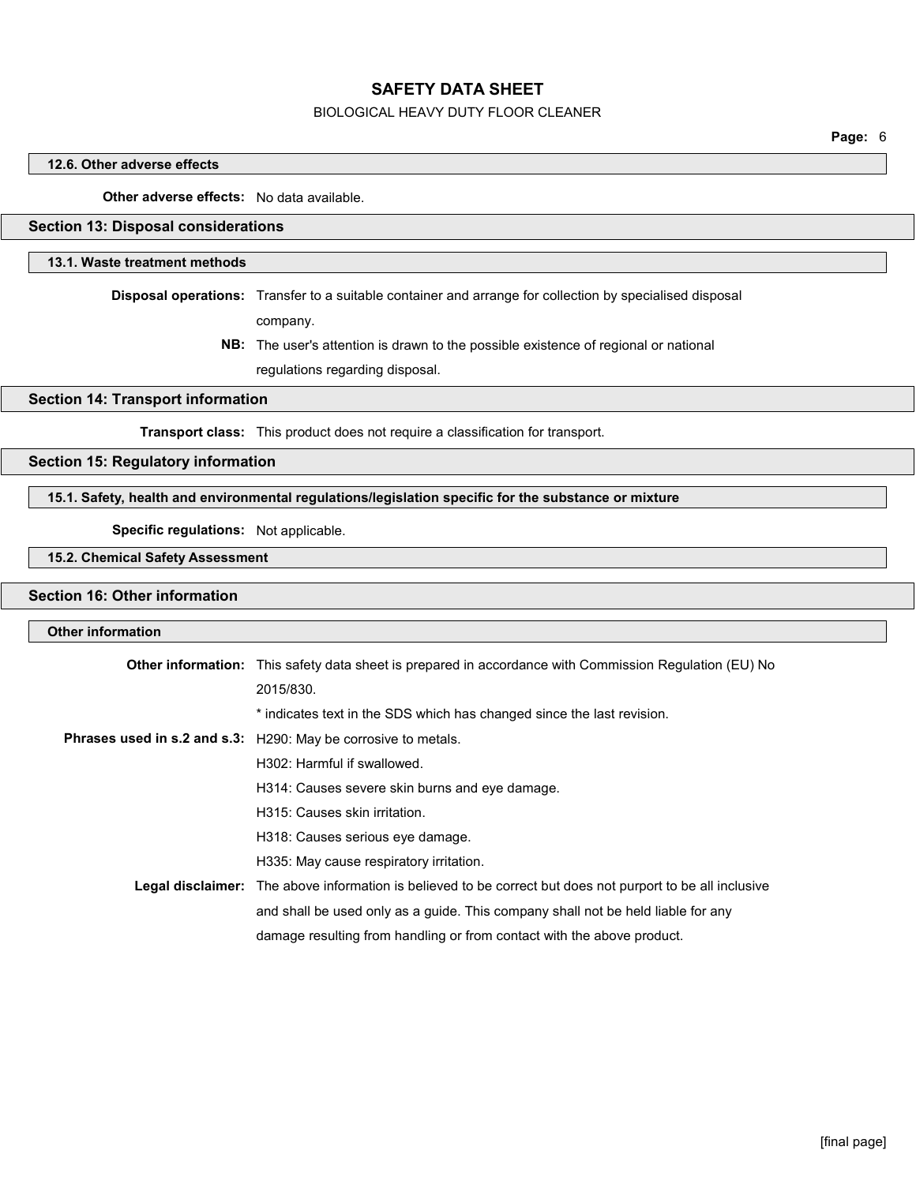### 12.6. Other adverse effects

**Other adverse effects:** No data available.

## Section 13: Disposal considerations

### 13.1. Waste treatment methods

**Disposal operations:** Transfer to a suitable container and arrange for collection by specialised disposal company.

**NB:** The user's attention is drawn to the possible existence of regional or national regulations regarding disposal.

## Section 14: Transport information

**Transport class:** This product does not require a classification for transport.

## Section 15: Regulatory information

### 15.1. Safety, health and environmental regulations/legislation specific for the substance or mixture

**Specific regulations:** Not applicable.

### 15.2. Chemical Safety Assessment

## Section 16: Other information

### Other information

**Other information:** This safety data sheet is prepared in accordance with Commission Regulation (EU) No 2015/830.

* indicates text in the SDS which has changed since the last revision.

**Phrases used in s.2 and s.3:** H290: May be corrosive to metals.

H302: Harmful if swallowed.

H314: Causes severe skin burns and eye damage.

H315: Causes skin irritation.

H318: Causes serious eye damage.

H335: May cause respiratory irritation.

**Legal disclaimer:** The above information is believed to be correct but does not purport to be all inclusive and shall be used only as a guide. This company shall not be held liable for any damage resulting from handling or from contact with the above product.

[final page]